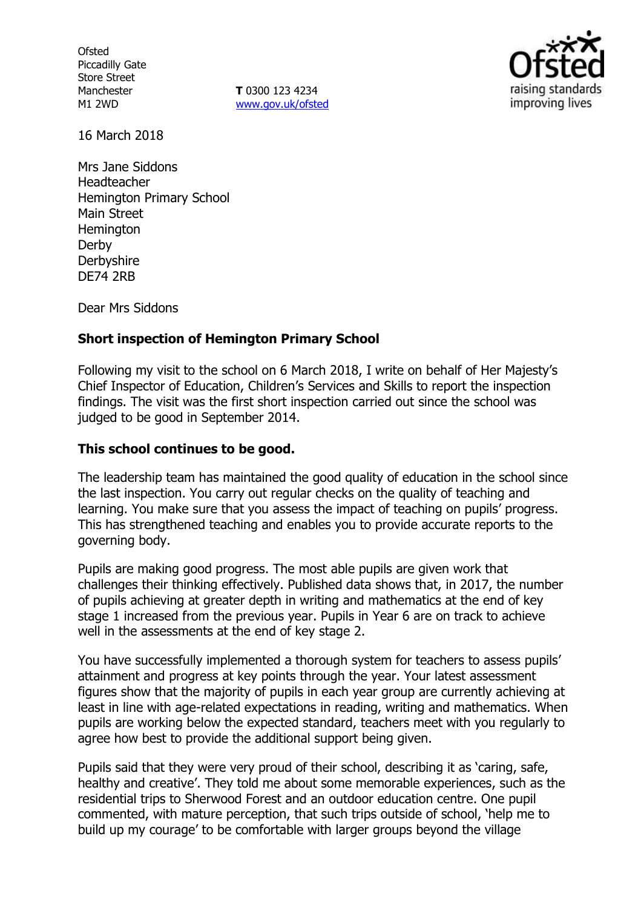Ofsted
Piccadilly Gate
Store Street
Manchester
M1 2WD

**T** 0300 123 4234
www.gov.uk/ofsted

16 March 2018

Mrs Jane Siddons
Headteacher
Hemington Primary School
Main Street
Hemington
Derby
Derbyshire
DE74 2RB

Dear Mrs Siddons

**Short inspection of Hemington Primary School**

Following my visit to the school on 6 March 2018, I write on behalf of Her Majesty's Chief Inspector of Education, Children's Services and Skills to report the inspection findings. The visit was the first short inspection carried out since the school was judged to be good in September 2014.

**This school continues to be good.**

The leadership team has maintained the good quality of education in the school since the last inspection. You carry out regular checks on the quality of teaching and learning. You make sure that you assess the impact of teaching on pupils' progress. This has strengthened teaching and enables you to provide accurate reports to the governing body.

Pupils are making good progress. The most able pupils are given work that challenges their thinking effectively. Published data shows that, in 2017, the number of pupils achieving at greater depth in writing and mathematics at the end of key stage 1 increased from the previous year. Pupils in Year 6 are on track to achieve well in the assessments at the end of key stage 2.

You have successfully implemented a thorough system for teachers to assess pupils' attainment and progress at key points through the year. Your latest assessment figures show that the majority of pupils in each year group are currently achieving at least in line with age-related expectations in reading, writing and mathematics. When pupils are working below the expected standard, teachers meet with you regularly to agree how best to provide the additional support being given.

Pupils said that they were very proud of their school, describing it as 'caring, safe, healthy and creative'. They told me about some memorable experiences, such as the residential trips to Sherwood Forest and an outdoor education centre. One pupil commented, with mature perception, that such trips outside of school, 'help me to build up my courage' to be comfortable with larger groups beyond the village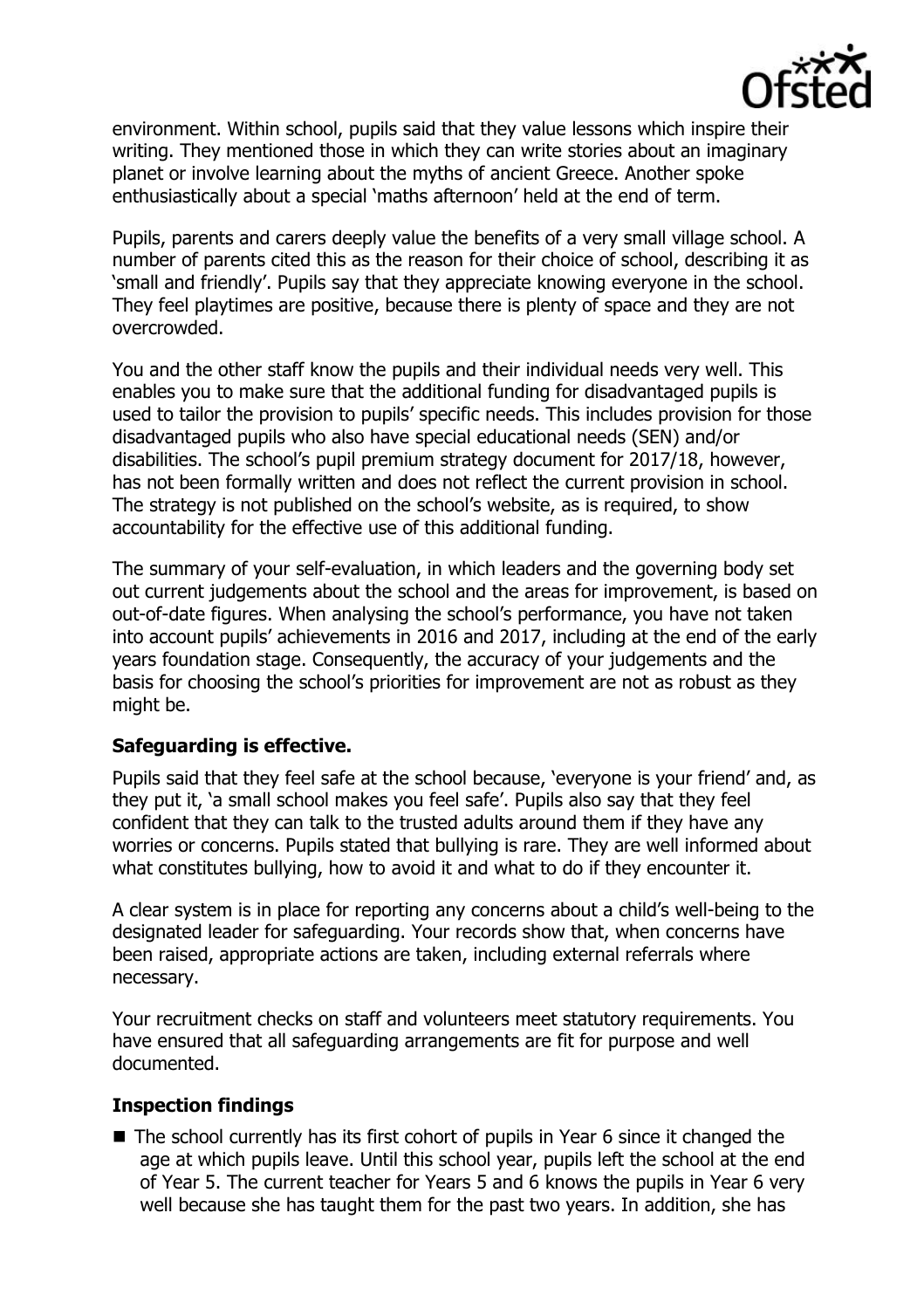environment. Within school, pupils said that they value lessons which inspire their writing. They mentioned those in which they can write stories about an imaginary planet or involve learning about the myths of ancient Greece. Another spoke enthusiastically about a special 'maths afternoon' held at the end of term.

Pupils, parents and carers deeply value the benefits of a very small village school. A number of parents cited this as the reason for their choice of school, describing it as 'small and friendly'. Pupils say that they appreciate knowing everyone in the school. They feel playtimes are positive, because there is plenty of space and they are not overcrowded.

You and the other staff know the pupils and their individual needs very well. This enables you to make sure that the additional funding for disadvantaged pupils is used to tailor the provision to pupils' specific needs. This includes provision for those disadvantaged pupils who also have special educational needs (SEN) and/or disabilities. The school's pupil premium strategy document for 2017/18, however, has not been formally written and does not reflect the current provision in school. The strategy is not published on the school's website, as is required, to show accountability for the effective use of this additional funding.

The summary of your self-evaluation, in which leaders and the governing body set out current judgements about the school and the areas for improvement, is based on out-of-date figures. When analysing the school's performance, you have not taken into account pupils' achievements in 2016 and 2017, including at the end of the early years foundation stage. Consequently, the accuracy of your judgements and the basis for choosing the school's priorities for improvement are not as robust as they might be.

### Safeguarding is effective.

Pupils said that they feel safe at the school because, 'everyone is your friend' and, as they put it, 'a small school makes you feel safe'. Pupils also say that they feel confident that they can talk to the trusted adults around them if they have any worries or concerns. Pupils stated that bullying is rare. They are well informed about what constitutes bullying, how to avoid it and what to do if they encounter it.

A clear system is in place for reporting any concerns about a child's well-being to the designated leader for safeguarding. Your records show that, when concerns have been raised, appropriate actions are taken, including external referrals where necessary.

Your recruitment checks on staff and volunteers meet statutory requirements. You have ensured that all safeguarding arrangements are fit for purpose and well documented.

### Inspection findings

- The school currently has its first cohort of pupils in Year 6 since it changed the age at which pupils leave. Until this school year, pupils left the school at the end of Year 5. The current teacher for Years 5 and 6 knows the pupils in Year 6 very well because she has taught them for the past two years. In addition, she has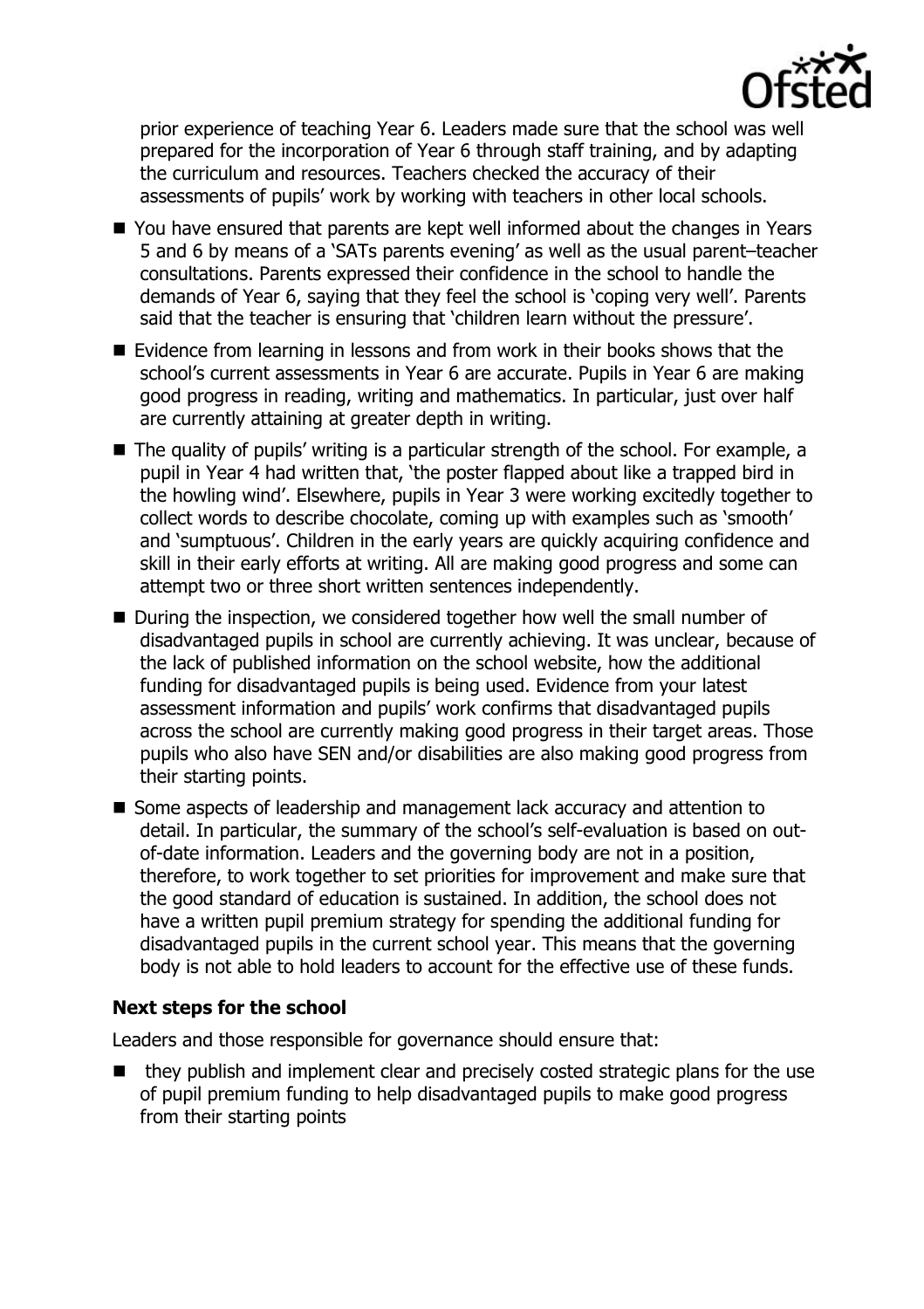prior experience of teaching Year 6. Leaders made sure that the school was well prepared for the incorporation of Year 6 through staff training, and by adapting the curriculum and resources. Teachers checked the accuracy of their assessments of pupils' work by working with teachers in other local schools.

- You have ensured that parents are kept well informed about the changes in Years 5 and 6 by means of a 'SATs parents evening' as well as the usual parent–teacher consultations. Parents expressed their confidence in the school to handle the demands of Year 6, saying that they feel the school is 'coping very well'. Parents said that the teacher is ensuring that 'children learn without the pressure'.
- Evidence from learning in lessons and from work in their books shows that the school's current assessments in Year 6 are accurate. Pupils in Year 6 are making good progress in reading, writing and mathematics. In particular, just over half are currently attaining at greater depth in writing.
- The quality of pupils' writing is a particular strength of the school. For example, a pupil in Year 4 had written that, 'the poster flapped about like a trapped bird in the howling wind'. Elsewhere, pupils in Year 3 were working excitedly together to collect words to describe chocolate, coming up with examples such as 'smooth' and 'sumptuous'. Children in the early years are quickly acquiring confidence and skill in their early efforts at writing. All are making good progress and some can attempt two or three short written sentences independently.
- During the inspection, we considered together how well the small number of disadvantaged pupils in school are currently achieving. It was unclear, because of the lack of published information on the school website, how the additional funding for disadvantaged pupils is being used. Evidence from your latest assessment information and pupils' work confirms that disadvantaged pupils across the school are currently making good progress in their target areas. Those pupils who also have SEN and/or disabilities are also making good progress from their starting points.
- Some aspects of leadership and management lack accuracy and attention to detail. In particular, the summary of the school's self-evaluation is based on out-of-date information. Leaders and the governing body are not in a position, therefore, to work together to set priorities for improvement and make sure that the good standard of education is sustained. In addition, the school does not have a written pupil premium strategy for spending the additional funding for disadvantaged pupils in the current school year. This means that the governing body is not able to hold leaders to account for the effective use of these funds.

### Next steps for the school

Leaders and those responsible for governance should ensure that:

- they publish and implement clear and precisely costed strategic plans for the use of pupil premium funding to help disadvantaged pupils to make good progress from their starting points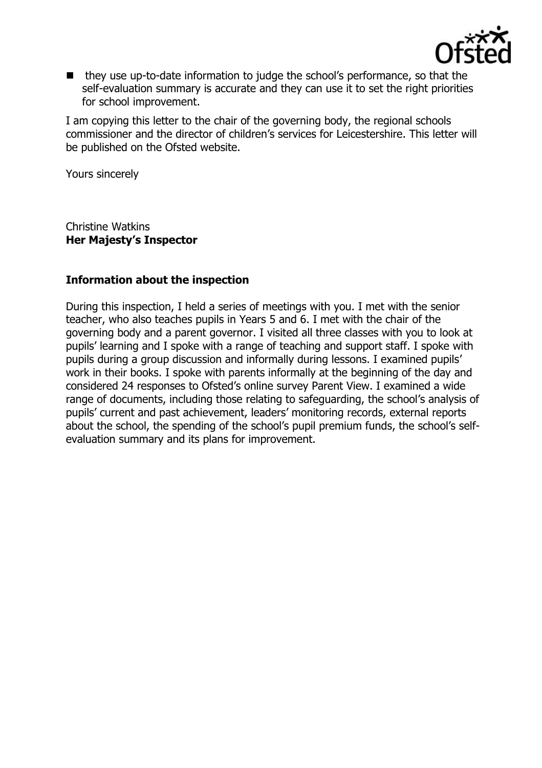- they use up-to-date information to judge the school's performance, so that the self-evaluation summary is accurate and they can use it to set the right priorities for school improvement.

I am copying this letter to the chair of the governing body, the regional schools commissioner and the director of children's services for Leicestershire. This letter will be published on the Ofsted website.

Yours sincerely

Christine Watkins
**Her Majesty's Inspector**

## Information about the inspection

During this inspection, I held a series of meetings with you. I met with the senior teacher, who also teaches pupils in Years 5 and 6. I met with the chair of the governing body and a parent governor. I visited all three classes with you to look at pupils' learning and I spoke with a range of teaching and support staff. I spoke with pupils during a group discussion and informally during lessons. I examined pupils' work in their books. I spoke with parents informally at the beginning of the day and considered 24 responses to Ofsted's online survey Parent View. I examined a wide range of documents, including those relating to safeguarding, the school's analysis of pupils' current and past achievement, leaders' monitoring records, external reports about the school, the spending of the school's pupil premium funds, the school's self-evaluation summary and its plans for improvement.